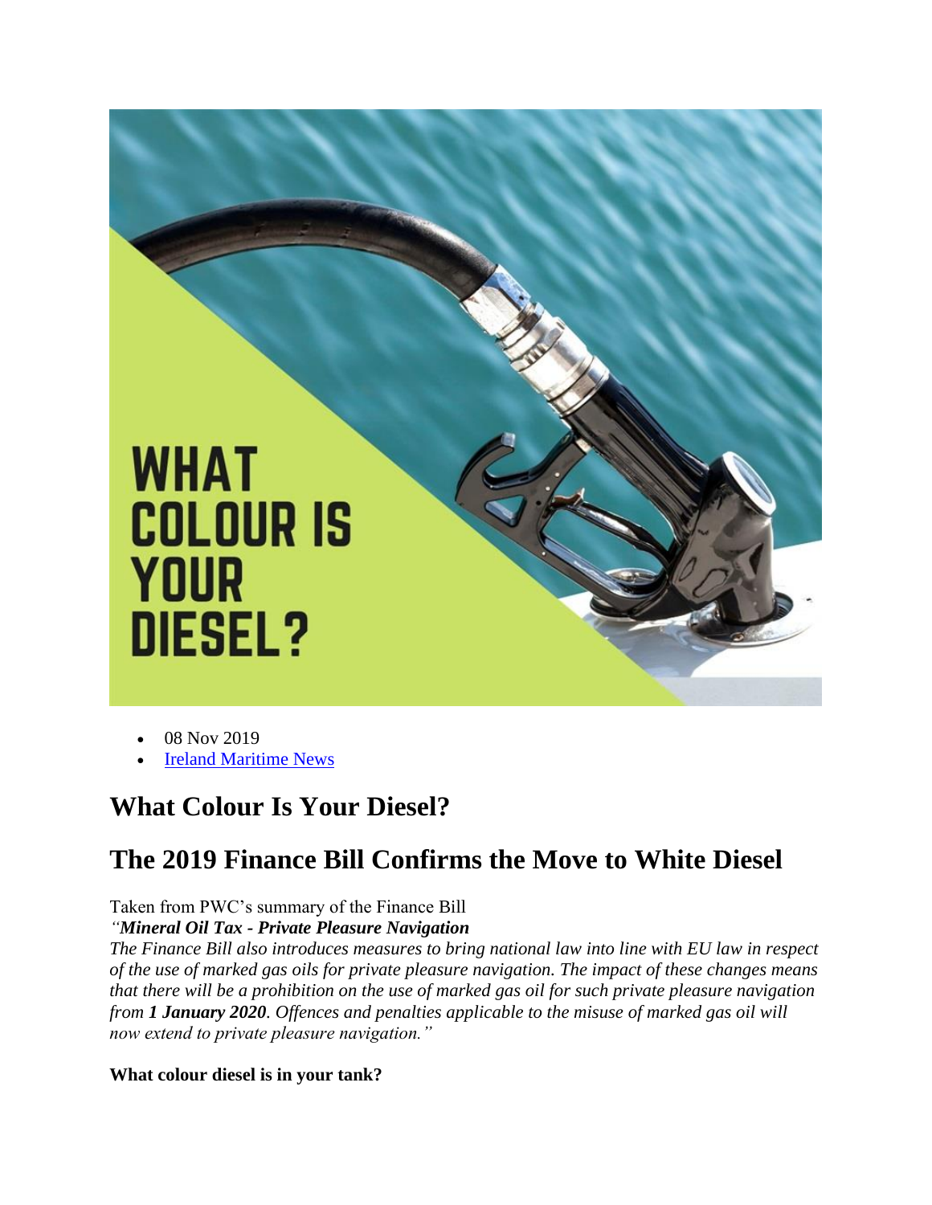- 08 Nov 2019
- Ireland Maritime News

# What Colour Is Your Diesel?

## The 2019 Finance Bill Confirms the Move to White Diesel

Taken from PWC's summary of the Finance Bill

*"**Mineral Oil Tax - Private Pleasure Navigation***

*The Finance Bill also introduces measures to bring national law into line with EU law in respect of the use of marked gas oils for private pleasure navigation. The impact of these changes means that there will be a prohibition on the use of marked gas oil for such private pleasure navigation from **1 January 2020**. Offences and penalties applicable to the misuse of marked gas oil will now extend to private pleasure navigation."*

**What colour diesel is in your tank?**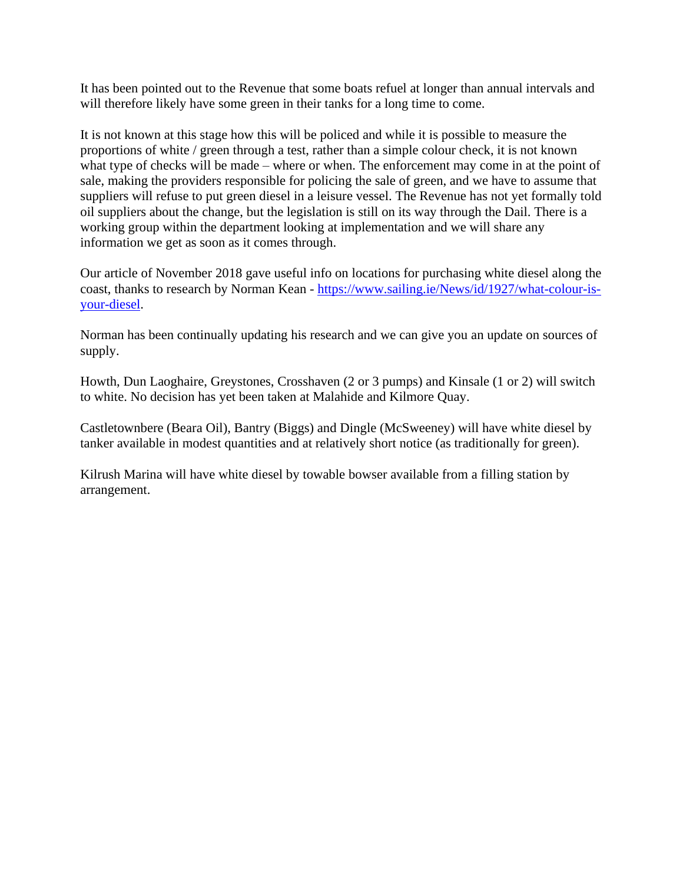It has been pointed out to the Revenue that some boats refuel at longer than annual intervals and will therefore likely have some green in their tanks for a long time to come.

It is not known at this stage how this will be policed and while it is possible to measure the proportions of white / green through a test, rather than a simple colour check, it is not known what type of checks will be made – where or when. The enforcement may come in at the point of sale, making the providers responsible for policing the sale of green, and we have to assume that suppliers will refuse to put green diesel in a leisure vessel. The Revenue has not yet formally told oil suppliers about the change, but the legislation is still on its way through the Dail. There is a working group within the department looking at implementation and we will share any information we get as soon as it comes through.

Our article of November 2018 gave useful info on locations for purchasing white diesel along the coast, thanks to research by Norman Kean - [https://www.sailing.ie/News/id/1927/what-colour-is-your-diesel](https://www.sailing.ie/News/id/1927/what-colour-is-your-diesel).

Norman has been continually updating his research and we can give you an update on sources of supply.

Howth, Dun Laoghaire, Greystones, Crosshaven (2 or 3 pumps) and Kinsale (1 or 2) will switch to white. No decision has yet been taken at Malahide and Kilmore Quay.

Castletownbere (Beara Oil), Bantry (Biggs) and Dingle (McSweeney) will have white diesel by tanker available in modest quantities and at relatively short notice (as traditionally for green).

Kilrush Marina will have white diesel by towable bowser available from a filling station by arrangement.